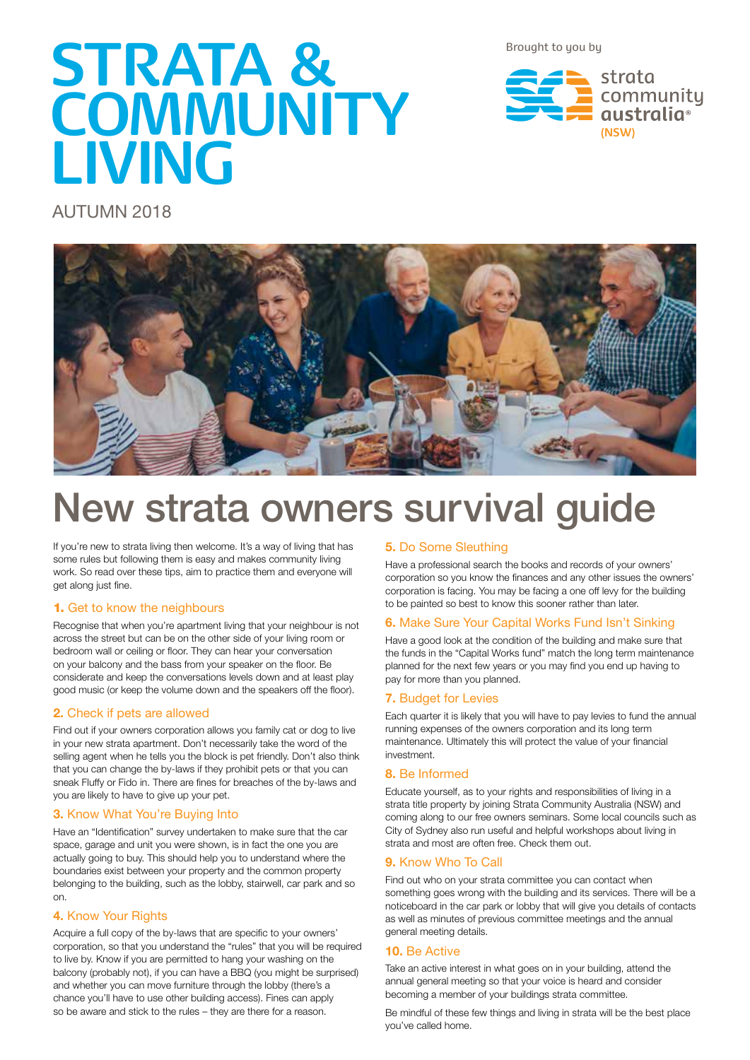# STRATA & COMMUNITY LIVING

AUTUMN 2018

Brought to you by

strata community australia (NSW)

# New strata owners survival guide

If you're new to strata living then welcome. It's a way of living that has some rules but following them is easy and makes community living work. So read over these tips, aim to practice them and everyone will get along just fine.

### 1. Get to know the neighbours

Recognise that when you're apartment living that your neighbour is not across the street but can be on the other side of your living room or bedroom wall or ceiling or floor. They can hear your conversation on your balcony and the bass from your speaker on the floor. Be considerate and keep the conversations levels down and at least play good music (or keep the volume down and the speakers off the floor).

### 2. Check if pets are allowed

Find out if your owners corporation allows you family cat or dog to live in your new strata apartment. Don't necessarily take the word of the selling agent when he tells you the block is pet friendly. Don't also think that you can change the by-laws if they prohibit pets or that you can sneak Fluffy or Fido in. There are fines for breaches of the by-laws and you are likely to have to give up your pet.

### 3. Know What You're Buying Into

Have an "Identification" survey undertaken to make sure that the car space, garage and unit you were shown, is in fact the one you are actually going to buy. This should help you to understand where the boundaries exist between your property and the common property belonging to the building, such as the lobby, stairwell, car park and so on.

### 4. Know Your Rights

Acquire a full copy of the by-laws that are specific to your owners' corporation, so that you understand the "rules" that you will be required to live by. Know if you are permitted to hang your washing on the balcony (probably not), if you can have a BBQ (you might be surprised) and whether you can move furniture through the lobby (there's a chance you'll have to use other building access). Fines can apply so be aware and stick to the rules – they are there for a reason.

### 5. Do Some Sleuthing

Have a professional search the books and records of your owners' corporation so you know the finances and any other issues the owners' corporation is facing. You may be facing a one off levy for the building to be painted so best to know this sooner rather than later.

### 6. Make Sure Your Capital Works Fund Isn't Sinking

Have a good look at the condition of the building and make sure that the funds in the "Capital Works fund" match the long term maintenance planned for the next few years or you may find you end up having to pay for more than you planned.

### 7. Budget for Levies

Each quarter it is likely that you will have to pay levies to fund the annual running expenses of the owners corporation and its long term maintenance. Ultimately this will protect the value of your financial investment.

### 8. Be Informed

Educate yourself, as to your rights and responsibilities of living in a strata title property by joining Strata Community Australia (NSW) and coming along to our free owners seminars. Some local councils such as City of Sydney also run useful and helpful workshops about living in strata and most are often free. Check them out.

### 9. Know Who To Call

Find out who on your strata committee you can contact when something goes wrong with the building and its services. There will be a noticeboard in the car park or lobby that will give you details of contacts as well as minutes of previous committee meetings and the annual general meeting details.

### 10. Be Active

Take an active interest in what goes on in your building, attend the annual general meeting so that your voice is heard and consider becoming a member of your buildings strata committee.

Be mindful of these few things and living in strata will be the best place you've called home.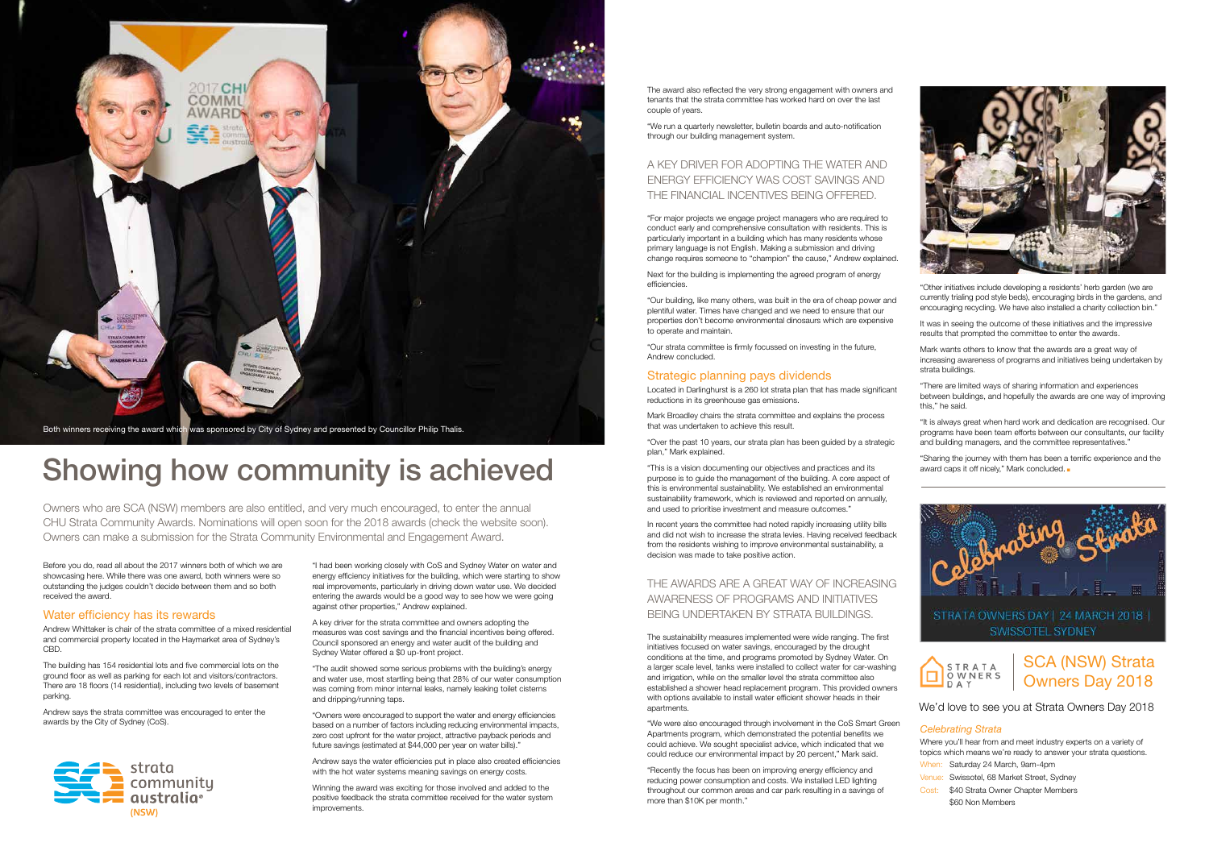Both winners receiving the award which was sponsored by City of Sydney and presented by Councillor Philip Thalis.

# Showing how community is achieved

Owners who are SCA (NSW) members are also entitled, and very much encouraged, to enter the annual CHU Strata Community Awards. Nominations will open soon for the 2018 awards (check the website soon). Owners can make a submission for the Strata Community Environmental and Engagement Award.

Before you do, read all about the 2017 winners both of which we are showcasing here. While there was one award, both winners were so outstanding the judges couldn't decide between them and so both received the award.

## Water efficiency has its rewards

Andrew Whittaker is chair of the strata committee of a mixed residential and commercial property located in the Haymarket area of Sydney's CBD.

The building has 154 residential lots and five commercial lots on the ground floor as well as parking for each lot and visitors/contractors. There are 18 floors (14 residential), including two levels of basement parking.

Andrew says the strata committee was encouraged to enter the awards by the City of Sydney (CoS).

"I had been working closely with CoS and Sydney Water on water and energy efficiency initiatives for the building, which were starting to show real improvements, particularly in driving down water use. We decided entering the awards would be a good way to see how we were going against other properties," Andrew explained.

A key driver for the strata committee and owners adopting the measures was cost savings and the financial incentives being offered. Council sponsored an energy and water audit of the building and Sydney Water offered a $0 up-front project.

"The audit showed some serious problems with the building's energy and water use, most startling being that 28% of our water consumption was coming from minor internal leaks, namely leaking toilet cisterns and dripping/running taps.

"Owners were encouraged to support the water and energy efficiencies based on a number of factors including reducing environmental impacts, zero cost upfront for the water project, attractive payback periods and future savings (estimated at $44,000 per year on water bills)."

Andrew says the water efficiencies put in place also created efficiencies with the hot water systems meaning savings on energy costs.

Winning the award was exciting for those involved and added to the positive feedback the strata committee received for the water system improvements.

The award also reflected the very strong engagement with owners and tenants that the strata committee has worked hard on over the last couple of years.

"We run a quarterly newsletter, bulletin boards and auto-notification through our building management system.

### A KEY DRIVER FOR ADOPTING THE WATER AND ENERGY EFFICIENCY WAS COST SAVINGS AND THE FINANCIAL INCENTIVES BEING OFFERED.

"For major projects we engage project managers who are required to conduct early and comprehensive consultation with residents. This is particularly important in a building which has many residents whose primary language is not English. Making a submission and driving change requires someone to "champion" the cause," Andrew explained.

Next for the building is implementing the agreed program of energy efficiencies.

"Our building, like many others, was built in the era of cheap power and plentiful water. Times have changed and we need to ensure that our properties don't become environmental dinosaurs which are expensive to operate and maintain.

"Our strata committee is firmly focussed on investing in the future, Andrew concluded.

## Strategic planning pays dividends

Located in Darlinghurst is a 260 lot strata plan that has made significant reductions in its greenhouse gas emissions.

Mark Broadley chairs the strata committee and explains the process that was undertaken to achieve this result.

"Over the past 10 years, our strata plan has been guided by a strategic plan," Mark explained.

"This is a vision documenting our objectives and practices and its purpose is to guide the management of the building. A core aspect of this is environmental sustainability. We established an environmental sustainability framework, which is reviewed and reported on annually, and used to prioritise investment and measure outcomes."

In recent years the committee had noted rapidly increasing utility bills and did not wish to increase the strata levies. Having received feedback from the residents wishing to improve environmental sustainability, a decision was made to take positive action.

### THE AWARDS ARE A GREAT WAY OF INCREASING AWARENESS OF PROGRAMS AND INITIATIVES BEING UNDERTAKEN BY STRATA BUILDINGS.

The sustainability measures implemented were wide ranging. The first initiatives focused on water savings, encouraged by the drought conditions at the time, and programs promoted by Sydney Water. On a larger scale level, tanks were installed to collect water for car-washing and irrigation, while on the smaller level the strata committee also established a shower head replacement program. This provided owners with options available to install water efficient shower heads in their apartments.

"We were also encouraged through involvement in the CoS Smart Green Apartments program, which demonstrated the potential benefits we could achieve. We sought specialist advice, which indicated that we could reduce our environmental impact by 20 percent," Mark said.

"Recently the focus has been on improving energy efficiency and reducing power consumption and costs. We installed LED lighting throughout our common areas and car park resulting in a savings of more than $10K per month."

"Other initiatives include developing a residents' herb garden (we are currently trialing pod style beds), encouraging birds in the gardens, and encouraging recycling. We have also installed a charity collection bin."

It was in seeing the outcome of these initiatives and the impressive results that prompted the committee to enter the awards.

Mark wants others to know that the awards are a great way of increasing awareness of programs and initiatives being undertaken by strata buildings.

"There are limited ways of sharing information and experiences between buildings, and hopefully the awards are one way of improving this," he said.

"It is always great when hard work and dedication are recognised. Our programs have been team efforts between our consultants, our facility and building managers, and the committee representatives."

"Sharing the journey with them has been a terrific experience and the award caps it off nicely," Mark concluded.

---

Celebrating Strata

STRATA OWNERS DAY | 24 MARCH 2018 | SWISSOTEL SYDNEY

## SCA (NSW) Strata Owners Day 2018

We'd love to see you at Strata Owners Day 2018

*Celebrating Strata*

Where you'll hear from and meet industry experts on a variety of topics which means we're ready to answer your strata questions.

When: Saturday 24 March, 9am-4pm

Venue: Swissotel, 68 Market Street, Sydney

Cost: $40 Strata Owner Chapter Members
$60 Non Members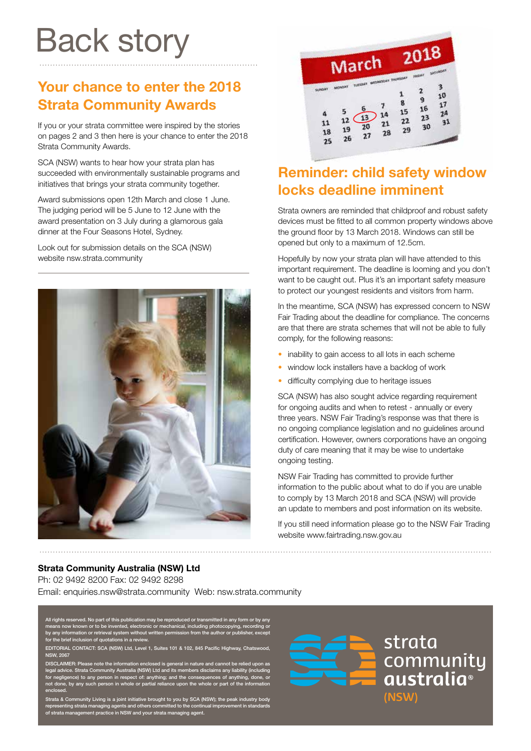# Back story

## Your chance to enter the 2018 Strata Community Awards

If you or your strata committee were inspired by the stories on pages 2 and 3 then here is your chance to enter the 2018 Strata Community Awards.

SCA (NSW) wants to hear how your strata plan has succeeded with environmentally sustainable programs and initiatives that brings your strata community together.

Award submissions open 12th March and close 1 June. The judging period will be 5 June to 12 June with the award presentation on 3 July during a glamorous gala dinner at the Four Seasons Hotel, Sydney.

Look out for submission details on the SCA (NSW) website nsw.strata.community

## Reminder: child safety window locks deadline imminent

Strata owners are reminded that childproof and robust safety devices must be fitted to all common property windows above the ground floor by 13 March 2018. Windows can still be opened but only to a maximum of 12.5cm.

Hopefully by now your strata plan will have attended to this important requirement. The deadline is looming and you don't want to be caught out. Plus it's an important safety measure to protect our youngest residents and visitors from harm.

In the meantime, SCA (NSW) has expressed concern to NSW Fair Trading about the deadline for compliance. The concerns are that there are strata schemes that will not be able to fully comply, for the following reasons:

- inability to gain access to all lots in each scheme
- window lock installers have a backlog of work
- difficulty complying due to heritage issues

SCA (NSW) has also sought advice regarding requirement for ongoing audits and when to retest - annually or every three years. NSW Fair Trading's response was that there is no ongoing compliance legislation and no guidelines around certification. However, owners corporations have an ongoing duty of care meaning that it may be wise to undertake ongoing testing.

NSW Fair Trading has committed to provide further information to the public about what to do if you are unable to comply by 13 March 2018 and SCA (NSW) will provide an update to members and post information on its website.

If you still need information please go to the NSW Fair Trading website www.fairtrading.nsw.gov.au

**Strata Community Australia (NSW) Ltd**
Ph: 02 9492 8200 Fax: 02 9492 8298
Email: enquiries.nsw@strata.community Web: nsw.strata.community

All rights reserved. No part of this publication may be reproduced or transmitted in any form or by any means now known or to be invented, electronic or mechanical, including photocopying, recording or by any information or retrieval system without written permission from the author or publisher, except for the brief inclusion of quotations in a review.

EDITORIAL CONTACT: SCA (NSW) Ltd, Level 1, Suites 101 & 102, 845 Pacific Highway, Chatswood, NSW, 2067

DISCLAIMER: Please note the information enclosed is general in nature and cannot be relied upon as legal advice. Strata Community Australia (NSW) Ltd and its members disclaims any liability (including for negligence) to any person in respect of: anything; and the consequences of anything, done, or not done, by any such person in whole or partial reliance upon the whole or part of the information enclosed.

Strata & Community Living is a joint initiative brought to you by SCA (NSW); the peak industry body representing strata managing agents and others committed to the continual improvement in standards of strata management practice in NSW and your strata managing agent.

strata community australia® (NSW)